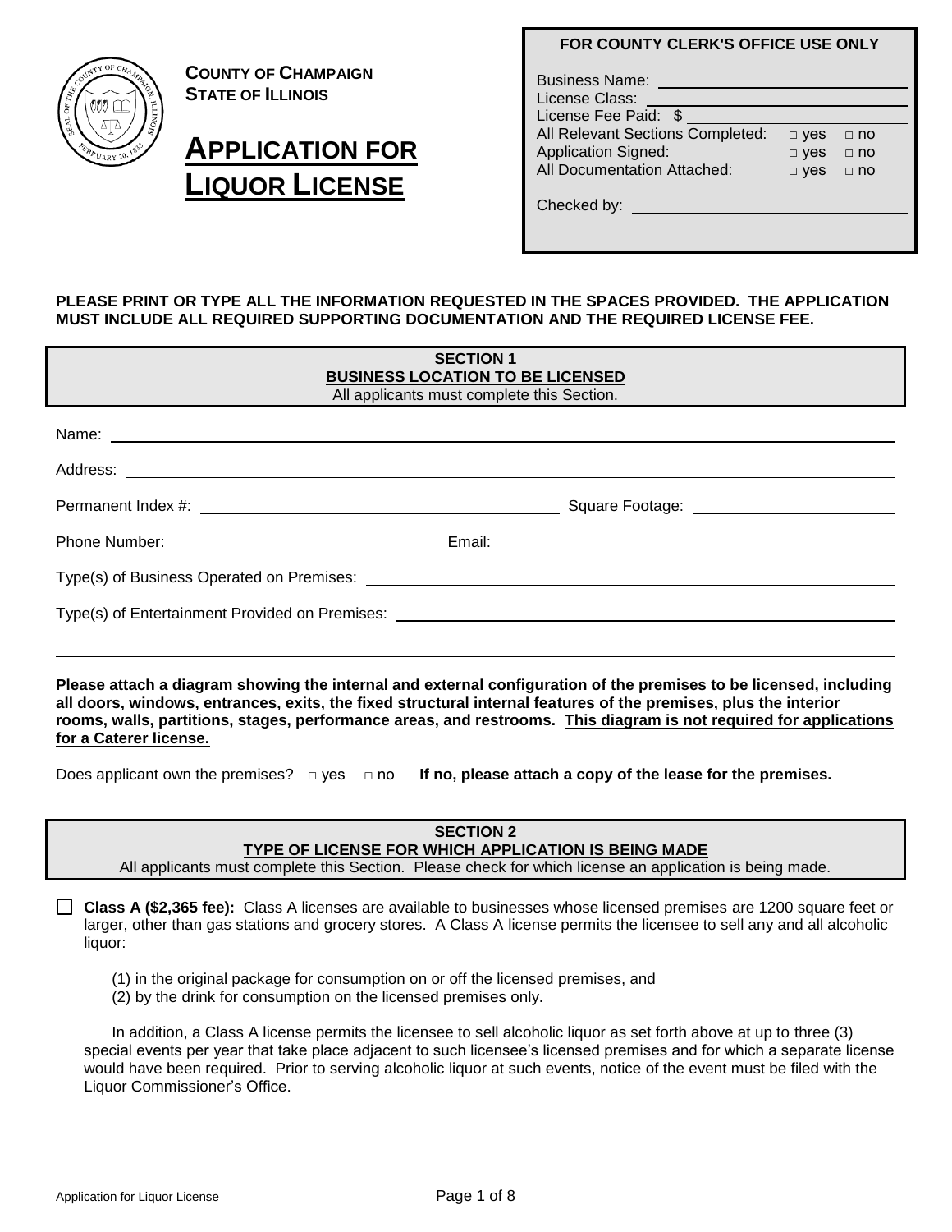**COUNTY OF CHAMPAIGN**
**STATE OF ILLINOIS**

# APPLICATION FOR LIQUOR LICENSE

**FOR COUNTY CLERK'S OFFICE USE ONLY**

Business Name: ______________________

License Class: ______________________

License Fee Paid: $ ______________________

All Relevant Sections Completed: □ yes □ no

Application Signed: □ yes □ no

All Documentation Attached: □ yes □ no

Checked by: ______________________

**PLEASE PRINT OR TYPE ALL THE INFORMATION REQUESTED IN THE SPACES PROVIDED. THE APPLICATION MUST INCLUDE ALL REQUIRED SUPPORTING DOCUMENTATION AND THE REQUIRED LICENSE FEE.**

## SECTION 1
## BUSINESS LOCATION TO BE LICENSED

All applicants must complete this Section.

Name: ______________________

Address: ______________________

Permanent Index #: ______________________ Square Footage: ______________________

Phone Number: ______________________ Email: ______________________

Type(s) of Business Operated on Premises: ______________________

Type(s) of Entertainment Provided on Premises: ______________________

______________________

**Please attach a diagram showing the internal and external configuration of the premises to be licensed, including all doors, windows, entrances, exits, the fixed structural internal features of the premises, plus the interior rooms, walls, partitions, stages, performance areas, and restrooms. <u>This diagram is not required for applications for a Caterer license.</u>**

Does applicant own the premises? □ yes □ no **If no, please attach a copy of the lease for the premises.**

## SECTION 2
## TYPE OF LICENSE FOR WHICH APPLICATION IS BEING MADE

All applicants must complete this Section. Please check for which license an application is being made.

☐ **Class A ($2,365 fee):** Class A licenses are available to businesses whose licensed premises are 1200 square feet or larger, other than gas stations and grocery stores. A Class A license permits the licensee to sell any and all alcoholic liquor:

(1) in the original package for consumption on or off the licensed premises, and
(2) by the drink for consumption on the licensed premises only.

In addition, a Class A license permits the licensee to sell alcoholic liquor as set forth above at up to three (3) special events per year that take place adjacent to such licensee's licensed premises and for which a separate license would have been required. Prior to serving alcoholic liquor at such events, notice of the event must be filed with the Liquor Commissioner's Office.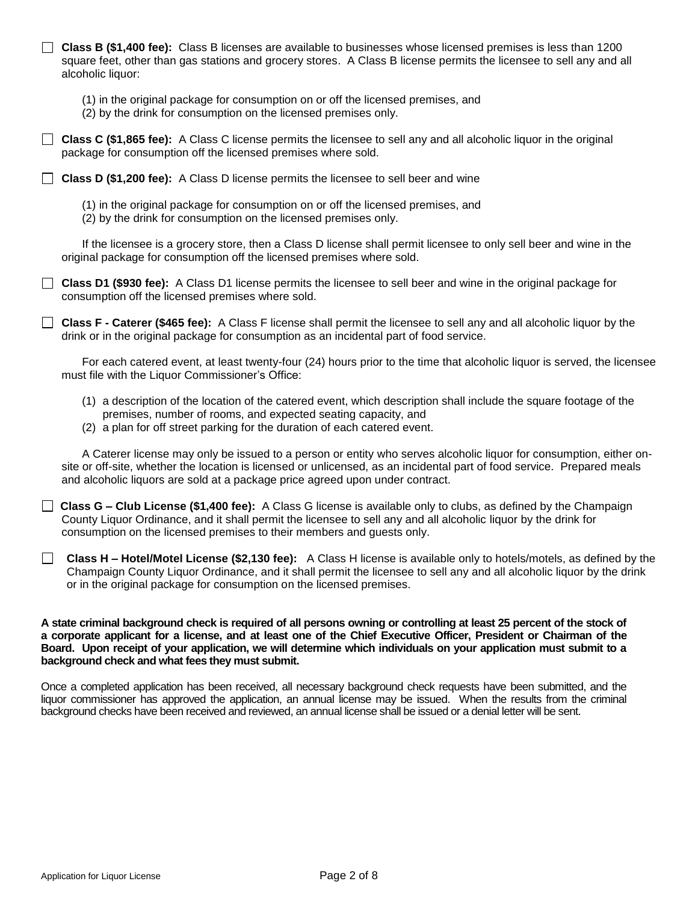☐ **Class B ($1,400 fee):** Class B licenses are available to businesses whose licensed premises is less than 1200 square feet, other than gas stations and grocery stores. A Class B license permits the licensee to sell any and all alcoholic liquor:

(1) in the original package for consumption on or off the licensed premises, and
(2) by the drink for consumption on the licensed premises only.

☐ **Class C ($1,865 fee):** A Class C license permits the licensee to sell any and all alcoholic liquor in the original package for consumption off the licensed premises where sold.

☐ **Class D ($1,200 fee):** A Class D license permits the licensee to sell beer and wine

(1) in the original package for consumption on or off the licensed premises, and
(2) by the drink for consumption on the licensed premises only.

If the licensee is a grocery store, then a Class D license shall permit licensee to only sell beer and wine in the original package for consumption off the licensed premises where sold.

☐ **Class D1 ($930 fee):** A Class D1 license permits the licensee to sell beer and wine in the original package for consumption off the licensed premises where sold.

☐ **Class F - Caterer ($465 fee):** A Class F license shall permit the licensee to sell any and all alcoholic liquor by the drink or in the original package for consumption as an incidental part of food service.

For each catered event, at least twenty-four (24) hours prior to the time that alcoholic liquor is served, the licensee must file with the Liquor Commissioner's Office:

(1) a description of the location of the catered event, which description shall include the square footage of the premises, number of rooms, and expected seating capacity, and
(2) a plan for off street parking for the duration of each catered event.

A Caterer license may only be issued to a person or entity who serves alcoholic liquor for consumption, either on-site or off-site, whether the location is licensed or unlicensed, as an incidental part of food service. Prepared meals and alcoholic liquors are sold at a package price agreed upon under contract.

☐ **Class G – Club License ($1,400 fee):** A Class G license is available only to clubs, as defined by the Champaign County Liquor Ordinance, and it shall permit the licensee to sell any and all alcoholic liquor by the drink for consumption on the licensed premises to their members and guests only.

☐ **Class H – Hotel/Motel License ($2,130 fee):** A Class H license is available only to hotels/motels, as defined by the Champaign County Liquor Ordinance, and it shall permit the licensee to sell any and all alcoholic liquor by the drink or in the original package for consumption on the licensed premises.

**A state criminal background check is required of all persons owning or controlling at least 25 percent of the stock of a corporate applicant for a license, and at least one of the Chief Executive Officer, President or Chairman of the Board. Upon receipt of your application, we will determine which individuals on your application must submit to a background check and what fees they must submit.**

Once a completed application has been received, all necessary background check requests have been submitted, and the liquor commissioner has approved the application, an annual license may be issued. When the results from the criminal background checks have been received and reviewed, an annual license shall be issued or a denial letter will be sent.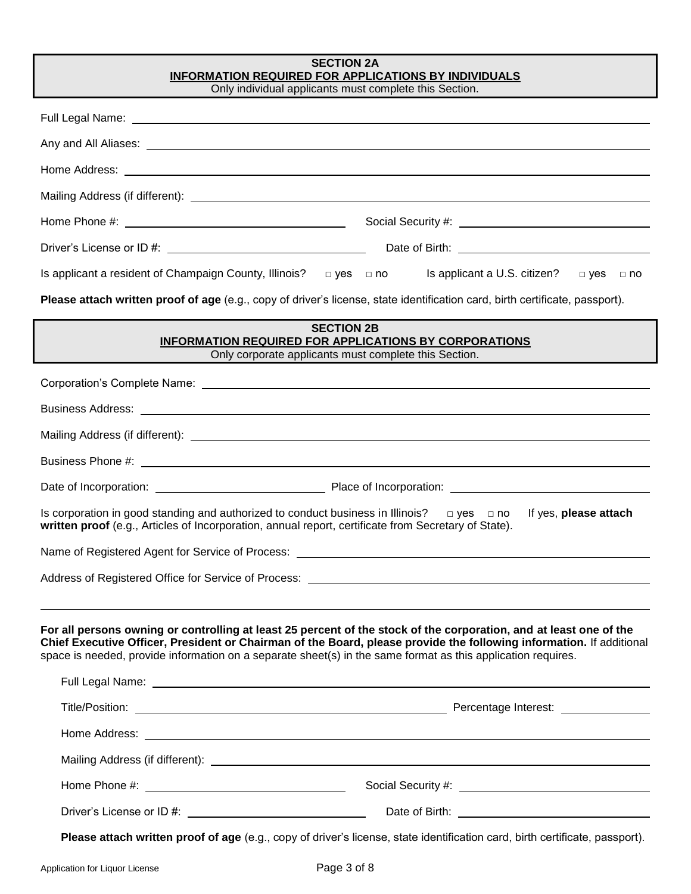## SECTION 2A

**INFORMATION REQUIRED FOR APPLICATIONS BY INDIVIDUALS**

Only individual applicants must complete this Section.

Full Legal Name: ______________________________

Any and All Aliases: ______________________________

Home Address: ______________________________

Mailing Address (if different): ______________________________

Home Phone #: ______________________________ Social Security #: ______________________________

Driver's License or ID #: ______________________________ Date of Birth: ______________________________

Is applicant a resident of Champaign County, Illinois? □ yes □ no Is applicant a U.S. citizen? □ yes □ no

**Please attach written proof of age** (e.g., copy of driver's license, state identification card, birth certificate, passport).

## SECTION 2B

**INFORMATION REQUIRED FOR APPLICATIONS BY CORPORATIONS**

Only corporate applicants must complete this Section.

Corporation's Complete Name: ______________________________

Business Address: ______________________________

Mailing Address (if different): ______________________________

Business Phone #: ______________________________

Date of Incorporation: ______________________________ Place of Incorporation: ______________________________

Is corporation in good standing and authorized to conduct business in Illinois? □ yes □ no If yes, **please attach written proof** (e.g., Articles of Incorporation, annual report, certificate from Secretary of State).

Name of Registered Agent for Service of Process: ______________________________

Address of Registered Office for Service of Process: ______________________________

______________________________

**For all persons owning or controlling at least 25 percent of the stock of the corporation, and at least one of the Chief Executive Officer, President or Chairman of the Board, please provide the following information.** If additional space is needed, provide information on a separate sheet(s) in the same format as this application requires.

Full Legal Name: ______________________________

Title/Position: ______________________________ Percentage Interest: ______________

Home Address: ______________________________

Mailing Address (if different): ______________________________

Home Phone #: ______________________________ Social Security #: ______________________________

Driver's License or ID #: ______________________________ Date of Birth: ______________________________

**Please attach written proof of age** (e.g., copy of driver's license, state identification card, birth certificate, passport).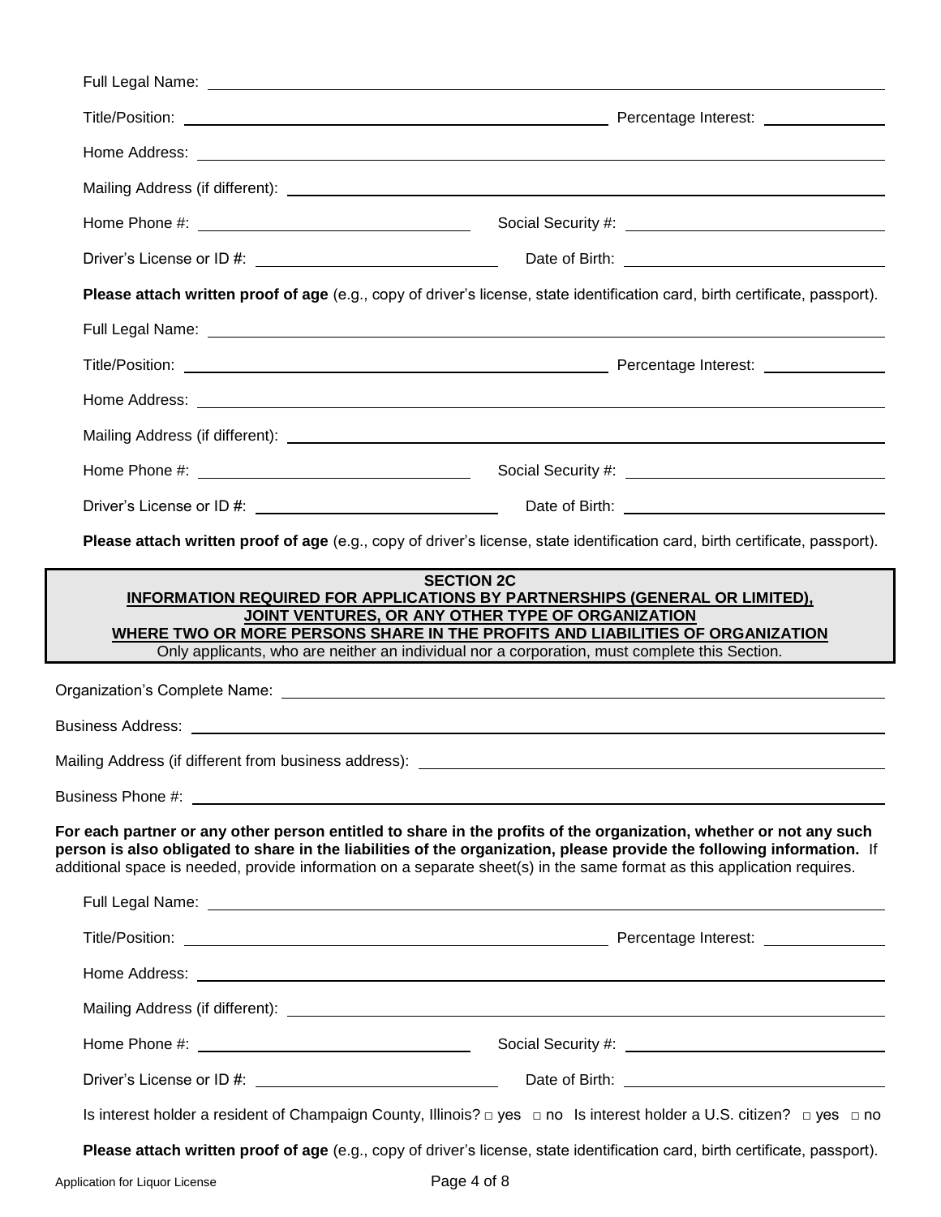Full Legal Name: ______________________________

Title/Position: ______________________________ Percentage Interest: ______________

Home Address: ______________________________

Mailing Address (if different): ______________________________

Home Phone #: ______________________________ Social Security #: ______________________________

Driver's License or ID #: ______________________________ Date of Birth: ______________________________

**Please attach written proof of age** (e.g., copy of driver's license, state identification card, birth certificate, passport).

Full Legal Name: ______________________________

Title/Position: ______________________________ Percentage Interest: ______________

Home Address: ______________________________

Mailing Address (if different): ______________________________

Home Phone #: ______________________________ Social Security #: ______________________________

Driver's License or ID #: ______________________________ Date of Birth: ______________________________

**Please attach written proof of age** (e.g., copy of driver's license, state identification card, birth certificate, passport).

## SECTION 2C
### INFORMATION REQUIRED FOR APPLICATIONS BY PARTNERSHIPS (GENERAL OR LIMITED), JOINT VENTURES, OR ANY OTHER TYPE OF ORGANIZATION WHERE TWO OR MORE PERSONS SHARE IN THE PROFITS AND LIABILITIES OF ORGANIZATION

Only applicants, who are neither an individual nor a corporation, must complete this Section.

Organization's Complete Name: ______________________________

Business Address: ______________________________

Mailing Address (if different from business address): ______________________________

Business Phone #: ______________________________

**For each partner or any other person entitled to share in the profits of the organization, whether or not any such person is also obligated to share in the liabilities of the organization, please provide the following information.** If additional space is needed, provide information on a separate sheet(s) in the same format as this application requires.

Full Legal Name: ______________________________

Title/Position: ______________________________ Percentage Interest: ______________

Home Address: ______________________________

Mailing Address (if different): ______________________________

Home Phone #: ______________________________ Social Security #: ______________________________

Driver's License or ID #: ______________________________ Date of Birth: ______________________________

Is interest holder a resident of Champaign County, Illinois? □ yes □ no Is interest holder a U.S. citizen? □ yes □ no

**Please attach written proof of age** (e.g., copy of driver's license, state identification card, birth certificate, passport).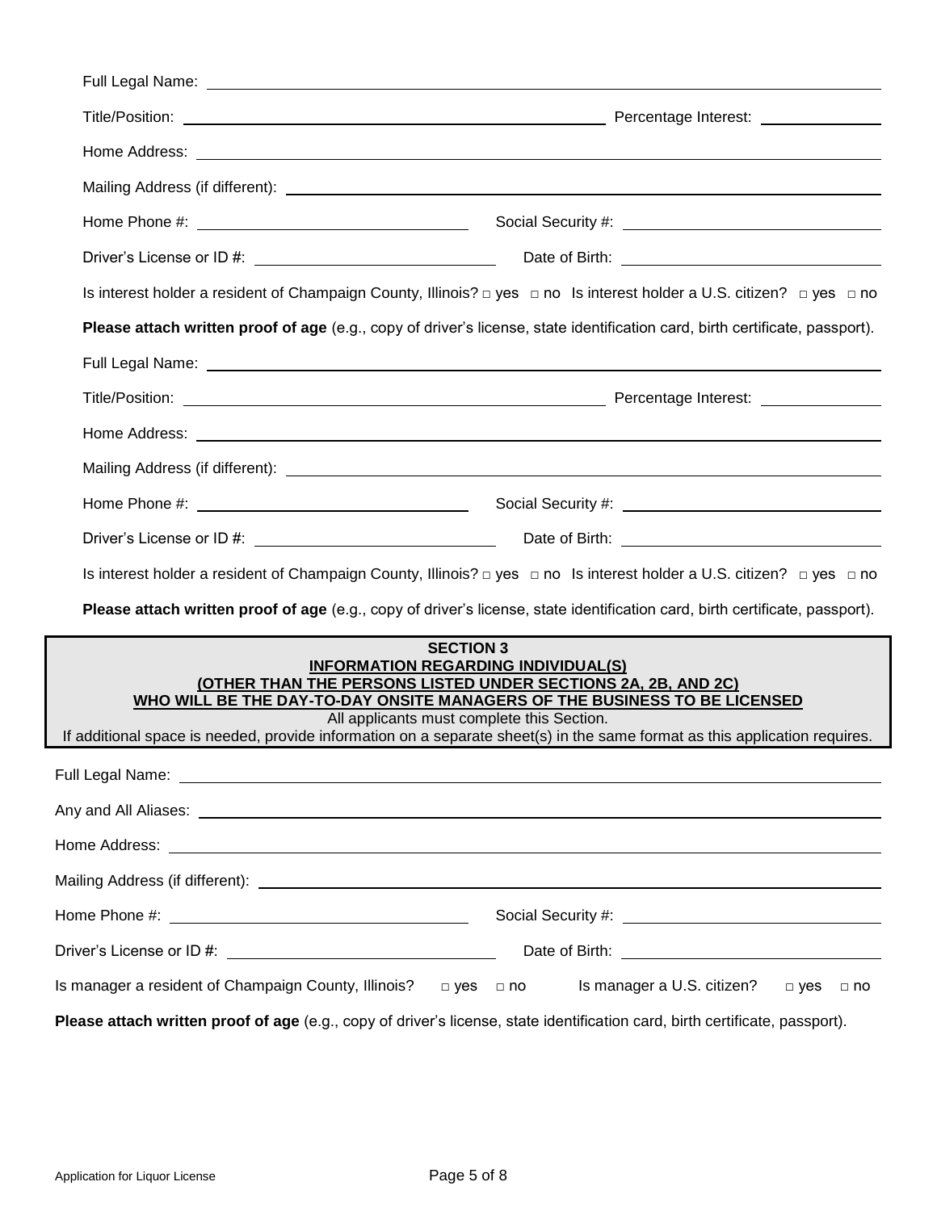Full Legal Name: ______________________________________________

Title/Position: ______________________________ Percentage Interest: ______________

Home Address: ______________________________________________

Mailing Address (if different): ______________________________________________

Home Phone #: ______________________ Social Security #: ______________________

Driver's License or ID #: ______________________ Date of Birth: ______________________

Is interest holder a resident of Champaign County, Illinois? □ yes □ no Is interest holder a U.S. citizen? □ yes □ no

**Please attach written proof of age** (e.g., copy of driver's license, state identification card, birth certificate, passport).

Full Legal Name: ______________________________________________

Title/Position: ______________________________ Percentage Interest: ______________

Home Address: ______________________________________________

Mailing Address (if different): ______________________________________________

Home Phone #: ______________________ Social Security #: ______________________

Driver's License or ID #: ______________________ Date of Birth: ______________________

Is interest holder a resident of Champaign County, Illinois? □ yes □ no Is interest holder a U.S. citizen? □ yes □ no

**Please attach written proof of age** (e.g., copy of driver's license, state identification card, birth certificate, passport).

## SECTION 3
## INFORMATION REGARDING INDIVIDUAL(S) (OTHER THAN THE PERSONS LISTED UNDER SECTIONS 2A, 2B, AND 2C) WHO WILL BE THE DAY-TO-DAY ONSITE MANAGERS OF THE BUSINESS TO BE LICENSED

All applicants must complete this Section.
If additional space is needed, provide information on a separate sheet(s) in the same format as this application requires.

Full Legal Name: ______________________________________________

Any and All Aliases: ______________________________________________

Home Address: ______________________________________________

Mailing Address (if different): ______________________________________________

Home Phone #: ______________________ Social Security #: ______________________

Driver's License or ID #: ______________________ Date of Birth: ______________________

Is manager a resident of Champaign County, Illinois? □ yes □ no Is manager a U.S. citizen? □ yes □ no

**Please attach written proof of age** (e.g., copy of driver's license, state identification card, birth certificate, passport).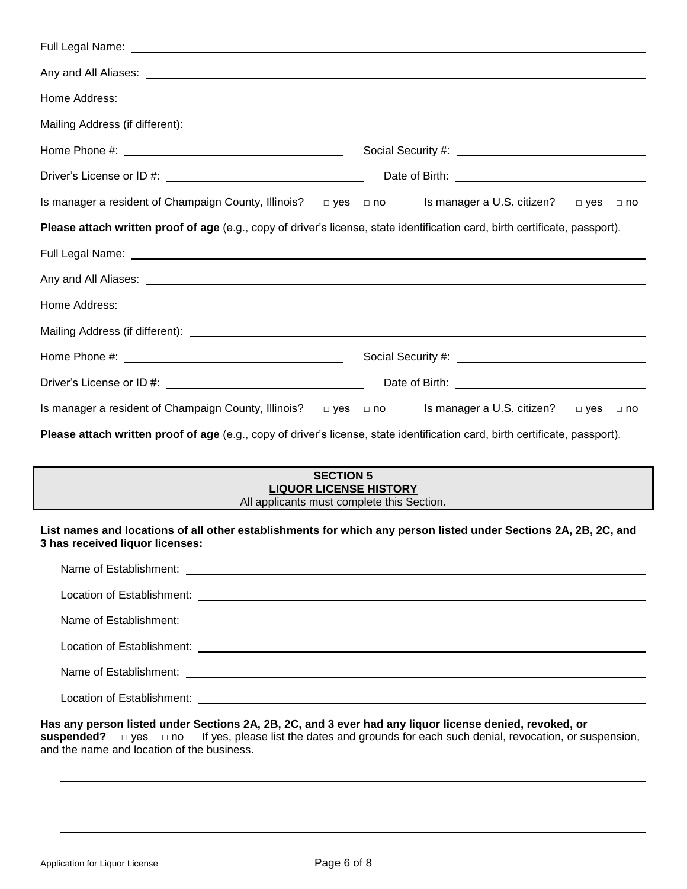Full Legal Name: \_\_\_\_\_\_\_\_\_\_\_\_\_\_\_\_\_\_\_\_\_\_\_\_\_\_\_\_\_\_\_\_\_\_\_\_\_\_\_\_

Any and All Aliases: \_\_\_\_\_\_\_\_\_\_\_\_\_\_\_\_\_\_\_\_\_\_\_\_\_\_\_\_\_\_\_\_\_\_\_\_\_\_\_\_

Home Address: \_\_\_\_\_\_\_\_\_\_\_\_\_\_\_\_\_\_\_\_\_\_\_\_\_\_\_\_\_\_\_\_\_\_\_\_\_\_\_\_

Mailing Address (if different): \_\_\_\_\_\_\_\_\_\_\_\_\_\_\_\_\_\_\_\_\_\_\_\_\_\_\_\_\_\_\_\_\_\_\_\_\_\_\_\_

Home Phone #: \_\_\_\_\_\_\_\_\_\_\_\_\_\_\_\_\_\_\_\_ Social Security #: \_\_\_\_\_\_\_\_\_\_\_\_\_\_\_\_\_\_\_\_

Driver's License or ID #: \_\_\_\_\_\_\_\_\_\_\_\_\_\_\_\_\_\_\_\_ Date of Birth: \_\_\_\_\_\_\_\_\_\_\_\_\_\_\_\_\_\_\_\_

Is manager a resident of Champaign County, Illinois? □ yes □ no Is manager a U.S. citizen? □ yes □ no

**Please attach written proof of age** (e.g., copy of driver's license, state identification card, birth certificate, passport).

Full Legal Name: \_\_\_\_\_\_\_\_\_\_\_\_\_\_\_\_\_\_\_\_\_\_\_\_\_\_\_\_\_\_\_\_\_\_\_\_\_\_\_\_

Any and All Aliases: \_\_\_\_\_\_\_\_\_\_\_\_\_\_\_\_\_\_\_\_\_\_\_\_\_\_\_\_\_\_\_\_\_\_\_\_\_\_\_\_

Home Address: \_\_\_\_\_\_\_\_\_\_\_\_\_\_\_\_\_\_\_\_\_\_\_\_\_\_\_\_\_\_\_\_\_\_\_\_\_\_\_\_

Mailing Address (if different): \_\_\_\_\_\_\_\_\_\_\_\_\_\_\_\_\_\_\_\_\_\_\_\_\_\_\_\_\_\_\_\_\_\_\_\_\_\_\_\_

Home Phone #: \_\_\_\_\_\_\_\_\_\_\_\_\_\_\_\_\_\_\_\_ Social Security #: \_\_\_\_\_\_\_\_\_\_\_\_\_\_\_\_\_\_\_\_

Driver's License or ID #: \_\_\_\_\_\_\_\_\_\_\_\_\_\_\_\_\_\_\_\_ Date of Birth: \_\_\_\_\_\_\_\_\_\_\_\_\_\_\_\_\_\_\_\_

Is manager a resident of Champaign County, Illinois? □ yes □ no Is manager a U.S. citizen? □ yes □ no

**Please attach written proof of age** (e.g., copy of driver's license, state identification card, birth certificate, passport).

## SECTION 5
## LIQUOR LICENSE HISTORY

All applicants must complete this Section.

**List names and locations of all other establishments for which any person listed under Sections 2A, 2B, 2C, and 3 has received liquor licenses:**

Name of Establishment: \_\_\_\_\_\_\_\_\_\_\_\_\_\_\_\_\_\_\_\_\_\_\_\_\_\_\_\_\_\_\_\_\_\_\_\_\_\_\_\_

Location of Establishment: \_\_\_\_\_\_\_\_\_\_\_\_\_\_\_\_\_\_\_\_\_\_\_\_\_\_\_\_\_\_\_\_\_\_\_\_\_\_\_\_

Name of Establishment: \_\_\_\_\_\_\_\_\_\_\_\_\_\_\_\_\_\_\_\_\_\_\_\_\_\_\_\_\_\_\_\_\_\_\_\_\_\_\_\_

Location of Establishment: \_\_\_\_\_\_\_\_\_\_\_\_\_\_\_\_\_\_\_\_\_\_\_\_\_\_\_\_\_\_\_\_\_\_\_\_\_\_\_\_

Name of Establishment: \_\_\_\_\_\_\_\_\_\_\_\_\_\_\_\_\_\_\_\_\_\_\_\_\_\_\_\_\_\_\_\_\_\_\_\_\_\_\_\_

Location of Establishment: \_\_\_\_\_\_\_\_\_\_\_\_\_\_\_\_\_\_\_\_\_\_\_\_\_\_\_\_\_\_\_\_\_\_\_\_\_\_\_\_

**Has any person listed under Sections 2A, 2B, 2C, and 3 ever had any liquor license denied, revoked, or suspended?** □ yes □ no If yes, please list the dates and grounds for each such denial, revocation, or suspension, and the name and location of the business.

\_\_\_\_\_\_\_\_\_\_\_\_\_\_\_\_\_\_\_\_\_\_\_\_\_\_\_\_\_\_\_\_\_\_\_\_\_\_\_\_

\_\_\_\_\_\_\_\_\_\_\_\_\_\_\_\_\_\_\_\_\_\_\_\_\_\_\_\_\_\_\_\_\_\_\_\_\_\_\_\_

\_\_\_\_\_\_\_\_\_\_\_\_\_\_\_\_\_\_\_\_\_\_\_\_\_\_\_\_\_\_\_\_\_\_\_\_\_\_\_\_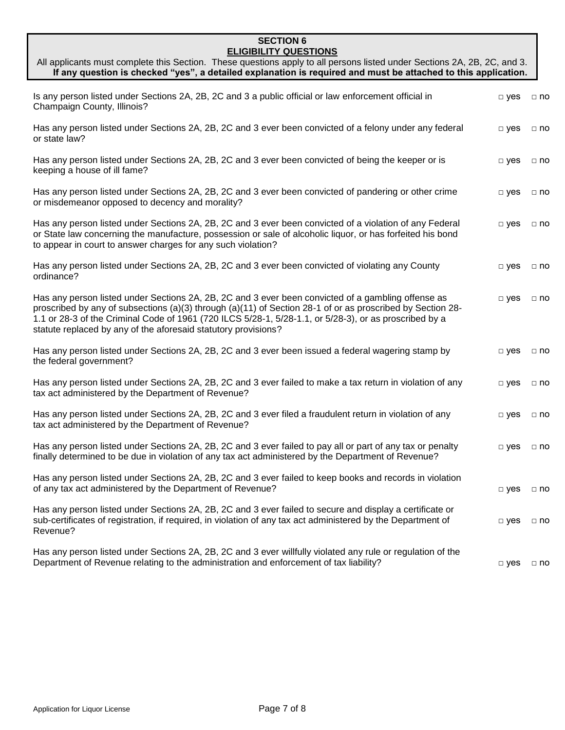## SECTION 6
## ELIGIBILITY QUESTIONS

All applicants must complete this Section. These questions apply to all persons listed under Sections 2A, 2B, 2C, and 3. **If any question is checked "yes", a detailed explanation is required and must be attached to this application.**

| Question | | |
|---|---|---|
| Is any person listed under Sections 2A, 2B, 2C and 3 a public official or law enforcement official in Champaign County, Illinois? | □ yes | □ no |
| Has any person listed under Sections 2A, 2B, 2C and 3 ever been convicted of a felony under any federal or state law? | □ yes | □ no |
| Has any person listed under Sections 2A, 2B, 2C and 3 ever been convicted of being the keeper or is keeping a house of ill fame? | □ yes | □ no |
| Has any person listed under Sections 2A, 2B, 2C and 3 ever been convicted of pandering or other crime or misdemeanor opposed to decency and morality? | □ yes | □ no |
| Has any person listed under Sections 2A, 2B, 2C and 3 ever been convicted of a violation of any Federal or State law concerning the manufacture, possession or sale of alcoholic liquor, or has forfeited his bond to appear in court to answer charges for any such violation? | □ yes | □ no |
| Has any person listed under Sections 2A, 2B, 2C and 3 ever been convicted of violating any County ordinance? | □ yes | □ no |
| Has any person listed under Sections 2A, 2B, 2C and 3 ever been convicted of a gambling offense as proscribed by any of subsections (a)(3) through (a)(11) of Section 28-1 of or as proscribed by Section 28-1.1 or 28-3 of the Criminal Code of 1961 (720 ILCS 5/28-1, 5/28-1.1, or 5/28-3), or as proscribed by a statute replaced by any of the aforesaid statutory provisions? | □ yes | □ no |
| Has any person listed under Sections 2A, 2B, 2C and 3 ever been issued a federal wagering stamp by the federal government? | □ yes | □ no |
| Has any person listed under Sections 2A, 2B, 2C and 3 ever failed to make a tax return in violation of any tax act administered by the Department of Revenue? | □ yes | □ no |
| Has any person listed under Sections 2A, 2B, 2C and 3 ever filed a fraudulent return in violation of any tax act administered by the Department of Revenue? | □ yes | □ no |
| Has any person listed under Sections 2A, 2B, 2C and 3 ever failed to pay all or part of any tax or penalty finally determined to be due in violation of any tax act administered by the Department of Revenue? | □ yes | □ no |
| Has any person listed under Sections 2A, 2B, 2C and 3 ever failed to keep books and records in violation of any tax act administered by the Department of Revenue? | □ yes | □ no |
| Has any person listed under Sections 2A, 2B, 2C and 3 ever failed to secure and display a certificate or sub-certificates of registration, if required, in violation of any tax act administered by the Department of Revenue? | □ yes | □ no |
| Has any person listed under Sections 2A, 2B, 2C and 3 ever willfully violated any rule or regulation of the Department of Revenue relating to the administration and enforcement of tax liability? | □ yes | □ no |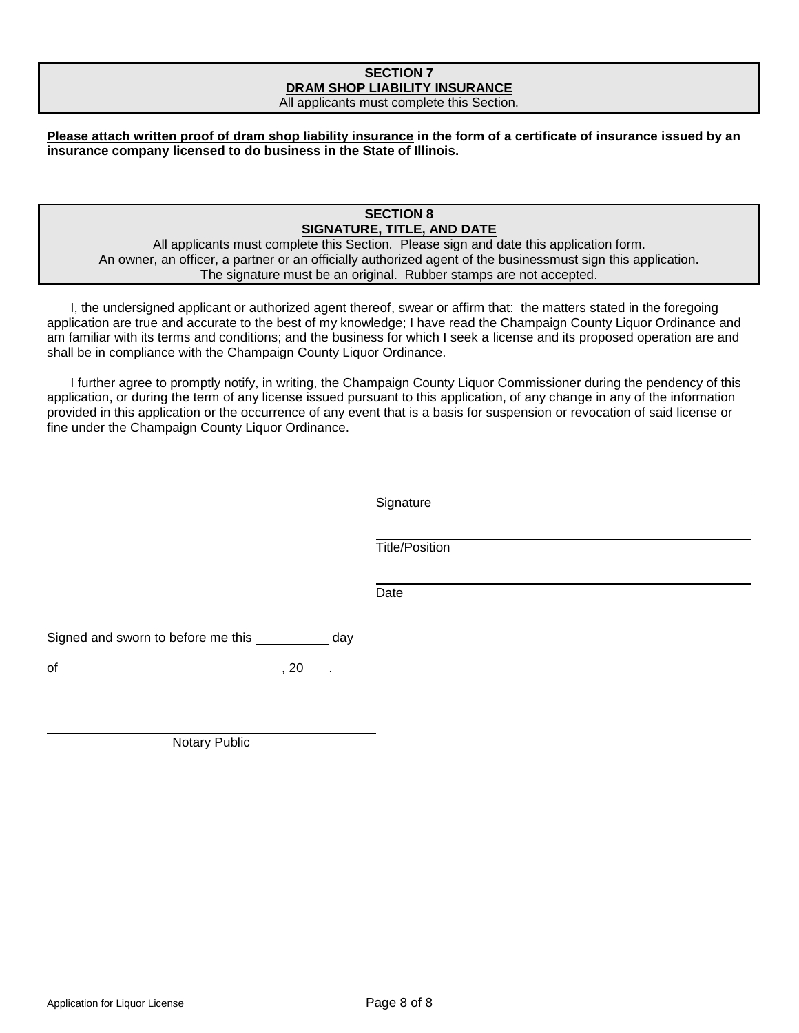## SECTION 7
## DRAM SHOP LIABILITY INSURANCE

All applicants must complete this Section.

**Please attach written proof of dram shop liability insurance in the form of a certificate of insurance issued by an insurance company licensed to do business in the State of Illinois.**

## SECTION 8
## SIGNATURE, TITLE, AND DATE

All applicants must complete this Section. Please sign and date this application form.
An owner, an officer, a partner or an officially authorized agent of the businessmust sign this application.
The signature must be an original. Rubber stamps are not accepted.

I, the undersigned applicant or authorized agent thereof, swear or affirm that: the matters stated in the foregoing application are true and accurate to the best of my knowledge; I have read the Champaign County Liquor Ordinance and am familiar with its terms and conditions; and the business for which I seek a license and its proposed operation are and shall be in compliance with the Champaign County Liquor Ordinance.

I further agree to promptly notify, in writing, the Champaign County Liquor Commissioner during the pendency of this application, or during the term of any license issued pursuant to this application, of any change in any of the information provided in this application or the occurrence of any event that is a basis for suspension or revocation of said license or fine under the Champaign County Liquor Ordinance.

\_\_\_\_\_\_\_\_\_\_\_\_\_\_\_\_\_\_\_\_\_\_\_\_\_\_\_\_\_\_\_\_\_\_\_\_\_\_\_\_
Signature

\_\_\_\_\_\_\_\_\_\_\_\_\_\_\_\_\_\_\_\_\_\_\_\_\_\_\_\_\_\_\_\_\_\_\_\_\_\_\_\_
Title/Position

\_\_\_\_\_\_\_\_\_\_\_\_\_\_\_\_\_\_\_\_\_\_\_\_\_\_\_\_\_\_\_\_\_\_\_\_\_\_\_\_
Date

Signed and sworn to before me this \_\_\_\_\_\_\_\_\_\_ day

of \_\_\_\_\_\_\_\_\_\_\_\_\_\_\_\_\_\_\_\_\_\_\_\_\_\_\_\_\_\_, 20\_\_\_.

\_\_\_\_\_\_\_\_\_\_\_\_\_\_\_\_\_\_\_\_\_\_\_\_\_\_\_\_\_\_\_\_\_\_\_\_\_\_\_\_
Notary Public